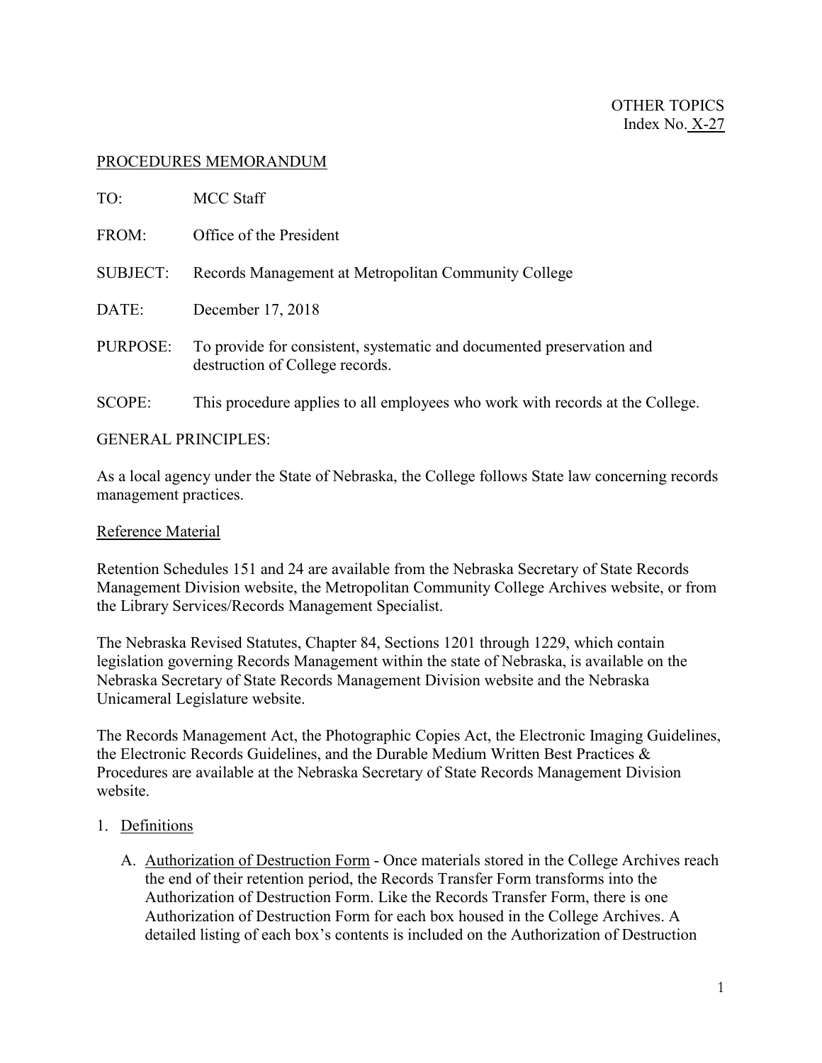OTHER TOPICS
Index No. X-27

PROCEDURES MEMORANDUM

TO: MCC Staff

FROM: Office of the President

SUBJECT: Records Management at Metropolitan Community College

DATE: December 17, 2018

PURPOSE: To provide for consistent, systematic and documented preservation and destruction of College records.

SCOPE: This procedure applies to all employees who work with records at the College.

GENERAL PRINCIPLES:

As a local agency under the State of Nebraska, the College follows State law concerning records management practices.

Reference Material

Retention Schedules 151 and 24 are available from the Nebraska Secretary of State Records Management Division website, the Metropolitan Community College Archives website, or from the Library Services/Records Management Specialist.

The Nebraska Revised Statutes, Chapter 84, Sections 1201 through 1229, which contain legislation governing Records Management within the state of Nebraska, is available on the Nebraska Secretary of State Records Management Division website and the Nebraska Unicameral Legislature website.

The Records Management Act, the Photographic Copies Act, the Electronic Imaging Guidelines, the Electronic Records Guidelines, and the Durable Medium Written Best Practices & Procedures are available at the Nebraska Secretary of State Records Management Division website.

1. Definitions

   A. Authorization of Destruction Form - Once materials stored in the College Archives reach the end of their retention period, the Records Transfer Form transforms into the Authorization of Destruction Form. Like the Records Transfer Form, there is one Authorization of Destruction Form for each box housed in the College Archives. A detailed listing of each box's contents is included on the Authorization of Destruction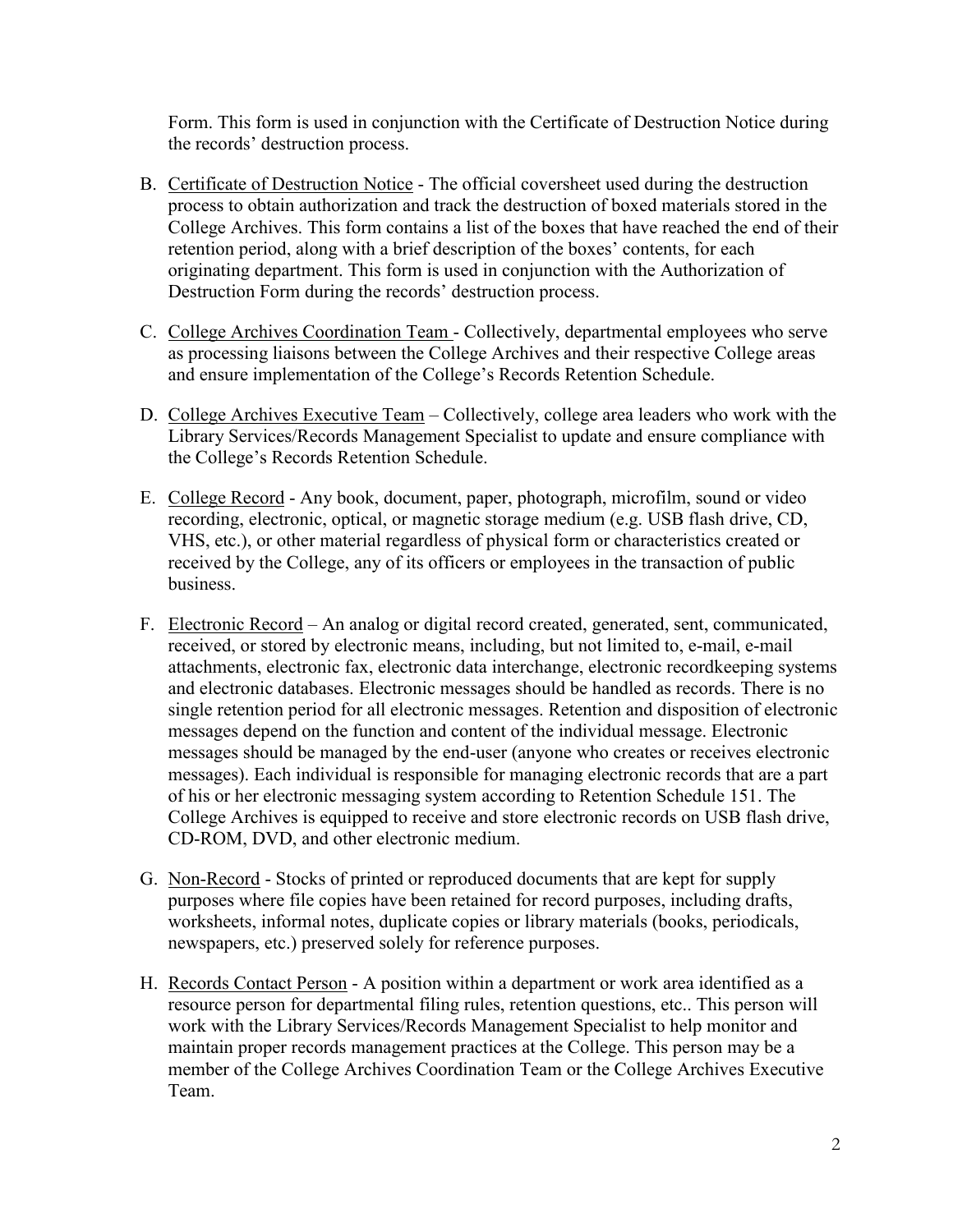Form. This form is used in conjunction with the Certificate of Destruction Notice during the records' destruction process.

B. Certificate of Destruction Notice - The official coversheet used during the destruction process to obtain authorization and track the destruction of boxed materials stored in the College Archives. This form contains a list of the boxes that have reached the end of their retention period, along with a brief description of the boxes' contents, for each originating department. This form is used in conjunction with the Authorization of Destruction Form during the records' destruction process.

C. College Archives Coordination Team - Collectively, departmental employees who serve as processing liaisons between the College Archives and their respective College areas and ensure implementation of the College's Records Retention Schedule.

D. College Archives Executive Team – Collectively, college area leaders who work with the Library Services/Records Management Specialist to update and ensure compliance with the College's Records Retention Schedule.

E. College Record - Any book, document, paper, photograph, microfilm, sound or video recording, electronic, optical, or magnetic storage medium (e.g. USB flash drive, CD, VHS, etc.), or other material regardless of physical form or characteristics created or received by the College, any of its officers or employees in the transaction of public business.

F. Electronic Record – An analog or digital record created, generated, sent, communicated, received, or stored by electronic means, including, but not limited to, e-mail, e-mail attachments, electronic fax, electronic data interchange, electronic recordkeeping systems and electronic databases. Electronic messages should be handled as records. There is no single retention period for all electronic messages. Retention and disposition of electronic messages depend on the function and content of the individual message. Electronic messages should be managed by the end-user (anyone who creates or receives electronic messages). Each individual is responsible for managing electronic records that are a part of his or her electronic messaging system according to Retention Schedule 151. The College Archives is equipped to receive and store electronic records on USB flash drive, CD-ROM, DVD, and other electronic medium.

G. Non-Record - Stocks of printed or reproduced documents that are kept for supply purposes where file copies have been retained for record purposes, including drafts, worksheets, informal notes, duplicate copies or library materials (books, periodicals, newspapers, etc.) preserved solely for reference purposes.

H. Records Contact Person - A position within a department or work area identified as a resource person for departmental filing rules, retention questions, etc.. This person will work with the Library Services/Records Management Specialist to help monitor and maintain proper records management practices at the College. This person may be a member of the College Archives Coordination Team or the College Archives Executive Team.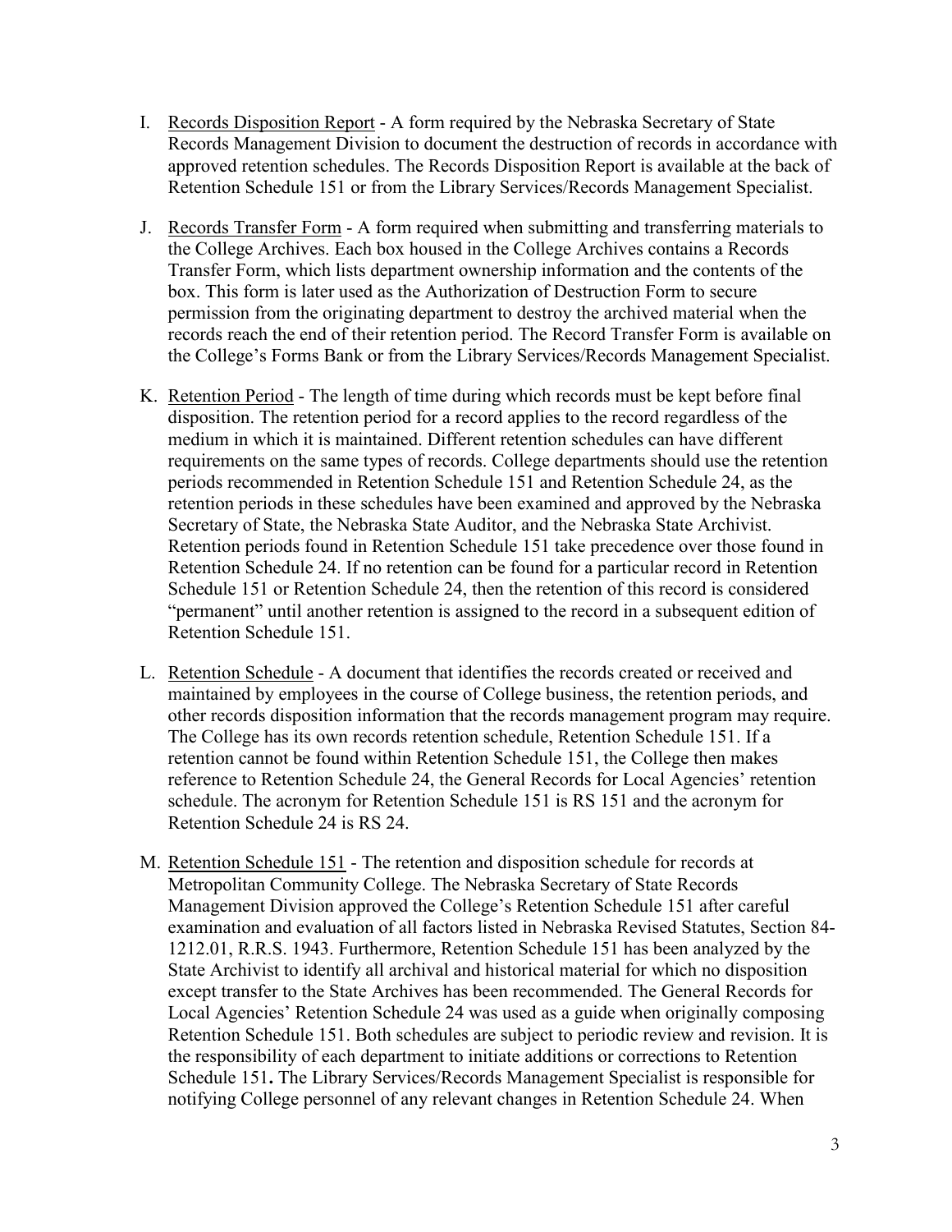I. <u>Records Disposition Report</u> - A form required by the Nebraska Secretary of State Records Management Division to document the destruction of records in accordance with approved retention schedules. The Records Disposition Report is available at the back of Retention Schedule 151 or from the Library Services/Records Management Specialist.

J. <u>Records Transfer Form</u> - A form required when submitting and transferring materials to the College Archives. Each box housed in the College Archives contains a Records Transfer Form, which lists department ownership information and the contents of the box. This form is later used as the Authorization of Destruction Form to secure permission from the originating department to destroy the archived material when the records reach the end of their retention period. The Record Transfer Form is available on the College's Forms Bank or from the Library Services/Records Management Specialist.

K. <u>Retention Period</u> - The length of time during which records must be kept before final disposition. The retention period for a record applies to the record regardless of the medium in which it is maintained. Different retention schedules can have different requirements on the same types of records. College departments should use the retention periods recommended in Retention Schedule 151 and Retention Schedule 24, as the retention periods in these schedules have been examined and approved by the Nebraska Secretary of State, the Nebraska State Auditor, and the Nebraska State Archivist. Retention periods found in Retention Schedule 151 take precedence over those found in Retention Schedule 24. If no retention can be found for a particular record in Retention Schedule 151 or Retention Schedule 24, then the retention of this record is considered "permanent" until another retention is assigned to the record in a subsequent edition of Retention Schedule 151.

L. <u>Retention Schedule</u> - A document that identifies the records created or received and maintained by employees in the course of College business, the retention periods, and other records disposition information that the records management program may require. The College has its own records retention schedule, Retention Schedule 151. If a retention cannot be found within Retention Schedule 151, the College then makes reference to Retention Schedule 24, the General Records for Local Agencies' retention schedule. The acronym for Retention Schedule 151 is RS 151 and the acronym for Retention Schedule 24 is RS 24.

M. <u>Retention Schedule 151</u> - The retention and disposition schedule for records at Metropolitan Community College. The Nebraska Secretary of State Records Management Division approved the College's Retention Schedule 151 after careful examination and evaluation of all factors listed in Nebraska Revised Statutes, Section 84-1212.01, R.R.S. 1943. Furthermore, Retention Schedule 151 has been analyzed by the State Archivist to identify all archival and historical material for which no disposition except transfer to the State Archives has been recommended. The General Records for Local Agencies' Retention Schedule 24 was used as a guide when originally composing Retention Schedule 151. Both schedules are subject to periodic review and revision. It is the responsibility of each department to initiate additions or corrections to Retention Schedule 151**.** The Library Services/Records Management Specialist is responsible for notifying College personnel of any relevant changes in Retention Schedule 24. When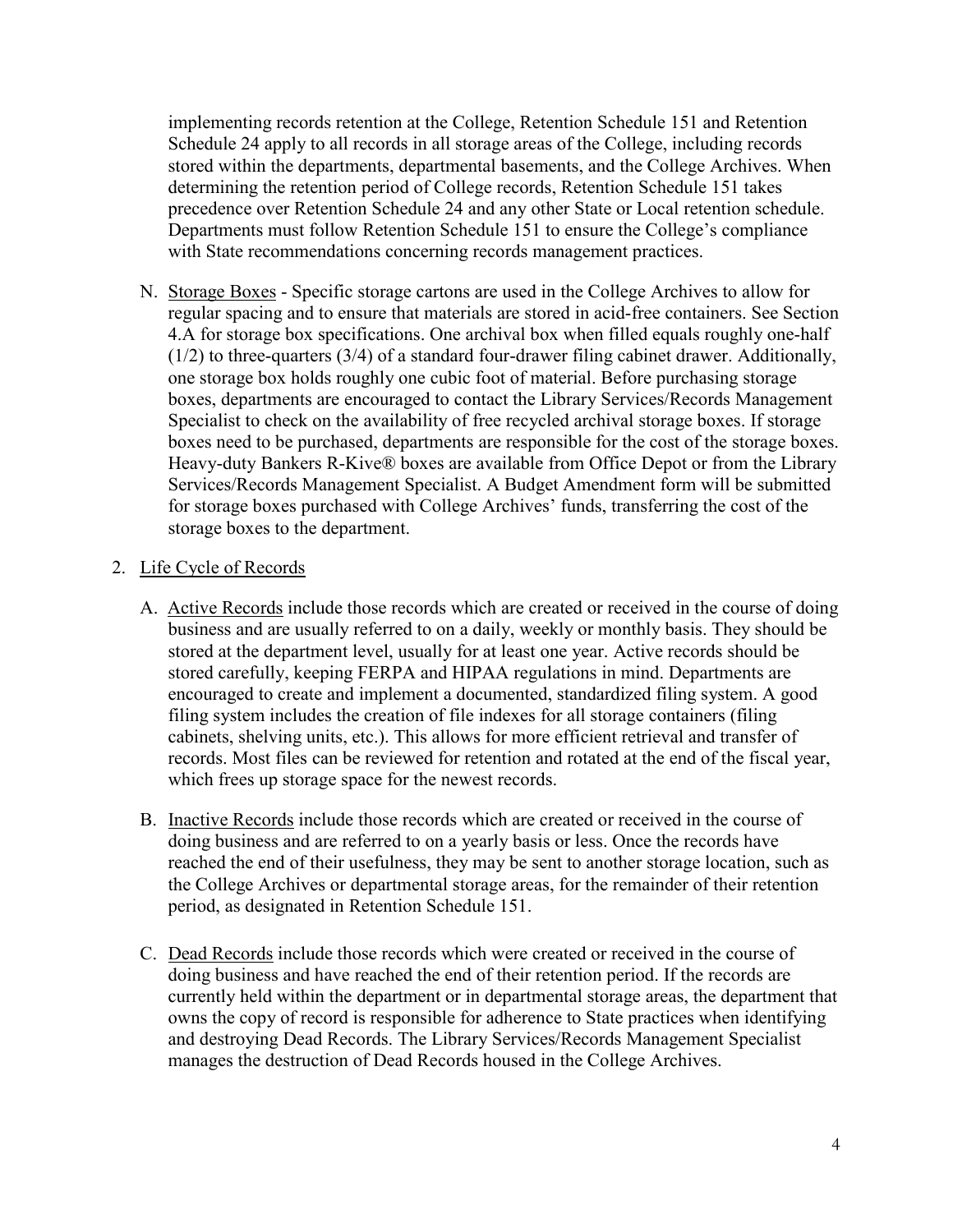implementing records retention at the College, Retention Schedule 151 and Retention Schedule 24 apply to all records in all storage areas of the College, including records stored within the departments, departmental basements, and the College Archives. When determining the retention period of College records, Retention Schedule 151 takes precedence over Retention Schedule 24 and any other State or Local retention schedule. Departments must follow Retention Schedule 151 to ensure the College's compliance with State recommendations concerning records management practices.

N. <u>Storage Boxes</u> - Specific storage cartons are used in the College Archives to allow for regular spacing and to ensure that materials are stored in acid-free containers. See Section 4.A for storage box specifications. One archival box when filled equals roughly one-half (1/2) to three-quarters (3/4) of a standard four-drawer filing cabinet drawer. Additionally, one storage box holds roughly one cubic foot of material. Before purchasing storage boxes, departments are encouraged to contact the Library Services/Records Management Specialist to check on the availability of free recycled archival storage boxes. If storage boxes need to be purchased, departments are responsible for the cost of the storage boxes. Heavy-duty Bankers R-Kive® boxes are available from Office Depot or from the Library Services/Records Management Specialist. A Budget Amendment form will be submitted for storage boxes purchased with College Archives' funds, transferring the cost of the storage boxes to the department.

2. <u>Life Cycle of Records</u>

   A. <u>Active Records</u> include those records which are created or received in the course of doing business and are usually referred to on a daily, weekly or monthly basis. They should be stored at the department level, usually for at least one year. Active records should be stored carefully, keeping FERPA and HIPAA regulations in mind. Departments are encouraged to create and implement a documented, standardized filing system. A good filing system includes the creation of file indexes for all storage containers (filing cabinets, shelving units, etc.). This allows for more efficient retrieval and transfer of records. Most files can be reviewed for retention and rotated at the end of the fiscal year, which frees up storage space for the newest records.

   B. <u>Inactive Records</u> include those records which are created or received in the course of doing business and are referred to on a yearly basis or less. Once the records have reached the end of their usefulness, they may be sent to another storage location, such as the College Archives or departmental storage areas, for the remainder of their retention period, as designated in Retention Schedule 151.

   C. <u>Dead Records</u> include those records which were created or received in the course of doing business and have reached the end of their retention period. If the records are currently held within the department or in departmental storage areas, the department that owns the copy of record is responsible for adherence to State practices when identifying and destroying Dead Records. The Library Services/Records Management Specialist manages the destruction of Dead Records housed in the College Archives.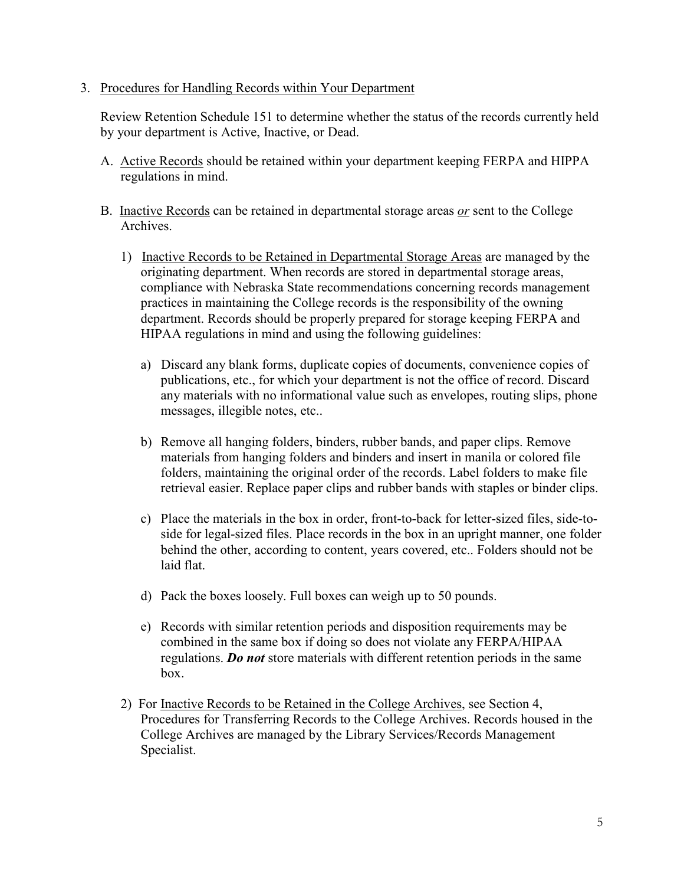3. <u>Procedures for Handling Records within Your Department</u>

   Review Retention Schedule 151 to determine whether the status of the records currently held by your department is Active, Inactive, or Dead.

   A. <u>Active Records</u> should be retained within your department keeping FERPA and HIPPA regulations in mind.

   B. <u>Inactive Records</u> can be retained in departmental storage areas <u>*or*</u> sent to the College Archives.

      1) <u>Inactive Records to be Retained in Departmental Storage Areas</u> are managed by the originating department. When records are stored in departmental storage areas, compliance with Nebraska State recommendations concerning records management practices in maintaining the College records is the responsibility of the owning department. Records should be properly prepared for storage keeping FERPA and HIPAA regulations in mind and using the following guidelines:

         a) Discard any blank forms, duplicate copies of documents, convenience copies of publications, etc., for which your department is not the office of record. Discard any materials with no informational value such as envelopes, routing slips, phone messages, illegible notes, etc..

         b) Remove all hanging folders, binders, rubber bands, and paper clips. Remove materials from hanging folders and binders and insert in manila or colored file folders, maintaining the original order of the records. Label folders to make file retrieval easier. Replace paper clips and rubber bands with staples or binder clips.

         c) Place the materials in the box in order, front-to-back for letter-sized files, side-to-side for legal-sized files. Place records in the box in an upright manner, one folder behind the other, according to content, years covered, etc.. Folders should not be laid flat.

         d) Pack the boxes loosely. Full boxes can weigh up to 50 pounds.

         e) Records with similar retention periods and disposition requirements may be combined in the same box if doing so does not violate any FERPA/HIPAA regulations. ***Do not*** store materials with different retention periods in the same box.

      2) For <u>Inactive Records to be Retained in the College Archives</u>, see Section 4, Procedures for Transferring Records to the College Archives. Records housed in the College Archives are managed by the Library Services/Records Management Specialist.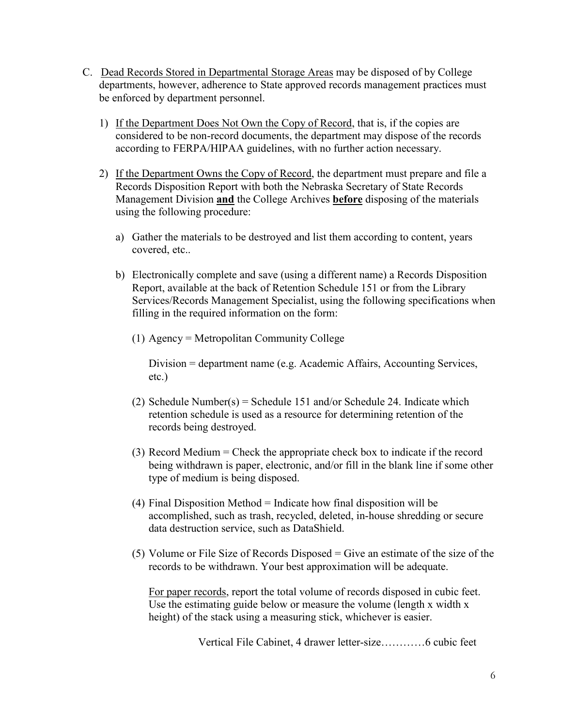C. <u>Dead Records Stored in Departmental Storage Areas</u> may be disposed of by College departments, however, adherence to State approved records management practices must be enforced by department personnel.

1) <u>If the Department Does Not Own the Copy of Record</u>, that is, if the copies are considered to be non-record documents, the department may dispose of the records according to FERPA/HIPAA guidelines, with no further action necessary.

2) <u>If the Department Owns the Copy of Record</u>, the department must prepare and file a Records Disposition Report with both the Nebraska Secretary of State Records Management Division **<u>and</u>** the College Archives **<u>before</u>** disposing of the materials using the following procedure:

   a) Gather the materials to be destroyed and list them according to content, years covered, etc..

   b) Electronically complete and save (using a different name) a Records Disposition Report, available at the back of Retention Schedule 151 or from the Library Services/Records Management Specialist, using the following specifications when filling in the required information on the form:

      (1) Agency = Metropolitan Community College

      Division = department name (e.g. Academic Affairs, Accounting Services, etc.)

      (2) Schedule Number(s) = Schedule 151 and/or Schedule 24. Indicate which retention schedule is used as a resource for determining retention of the records being destroyed.

      (3) Record Medium = Check the appropriate check box to indicate if the record being withdrawn is paper, electronic, and/or fill in the blank line if some other type of medium is being disposed.

      (4) Final Disposition Method = Indicate how final disposition will be accomplished, such as trash, recycled, deleted, in-house shredding or secure data destruction service, such as DataShield.

      (5) Volume or File Size of Records Disposed = Give an estimate of the size of the records to be withdrawn. Your best approximation will be adequate.

      <u>For paper records</u>, report the total volume of records disposed in cubic feet. Use the estimating guide below or measure the volume (length x width x height) of the stack using a measuring stick, whichever is easier.

      Vertical File Cabinet, 4 drawer letter-size…………6 cubic feet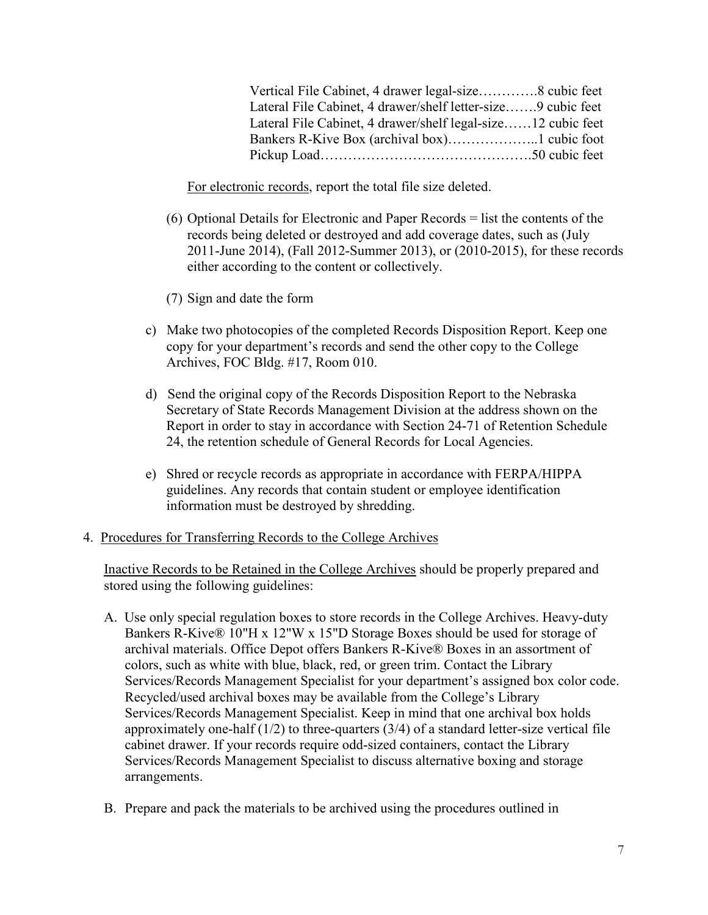Vertical File Cabinet, 4 drawer legal-size………….8 cubic feet
Lateral File Cabinet, 4 drawer/shelf letter-size…….9 cubic feet
Lateral File Cabinet, 4 drawer/shelf legal-size……12 cubic feet
Bankers R-Kive Box (archival box)………………..1 cubic foot
Pickup Load……………………………………….50 cubic feet

For electronic records, report the total file size deleted.

(6) Optional Details for Electronic and Paper Records = list the contents of the records being deleted or destroyed and add coverage dates, such as (July 2011-June 2014), (Fall 2012-Summer 2013), or (2010-2015), for these records either according to the content or collectively.

(7) Sign and date the form

c) Make two photocopies of the completed Records Disposition Report. Keep one copy for your department's records and send the other copy to the College Archives, FOC Bldg. #17, Room 010.

d) Send the original copy of the Records Disposition Report to the Nebraska Secretary of State Records Management Division at the address shown on the Report in order to stay in accordance with Section 24-71 of Retention Schedule 24, the retention schedule of General Records for Local Agencies.

e) Shred or recycle records as appropriate in accordance with FERPA/HIPPA guidelines. Any records that contain student or employee identification information must be destroyed by shredding.

4. Procedures for Transferring Records to the College Archives

Inactive Records to be Retained in the College Archives should be properly prepared and stored using the following guidelines:

A. Use only special regulation boxes to store records in the College Archives. Heavy-duty Bankers R-Kive® 10"H x 12"W x 15"D Storage Boxes should be used for storage of archival materials. Office Depot offers Bankers R-Kive® Boxes in an assortment of colors, such as white with blue, black, red, or green trim. Contact the Library Services/Records Management Specialist for your department's assigned box color code. Recycled/used archival boxes may be available from the College's Library Services/Records Management Specialist. Keep in mind that one archival box holds approximately one-half (1/2) to three-quarters (3/4) of a standard letter-size vertical file cabinet drawer. If your records require odd-sized containers, contact the Library Services/Records Management Specialist to discuss alternative boxing and storage arrangements.

B. Prepare and pack the materials to be archived using the procedures outlined in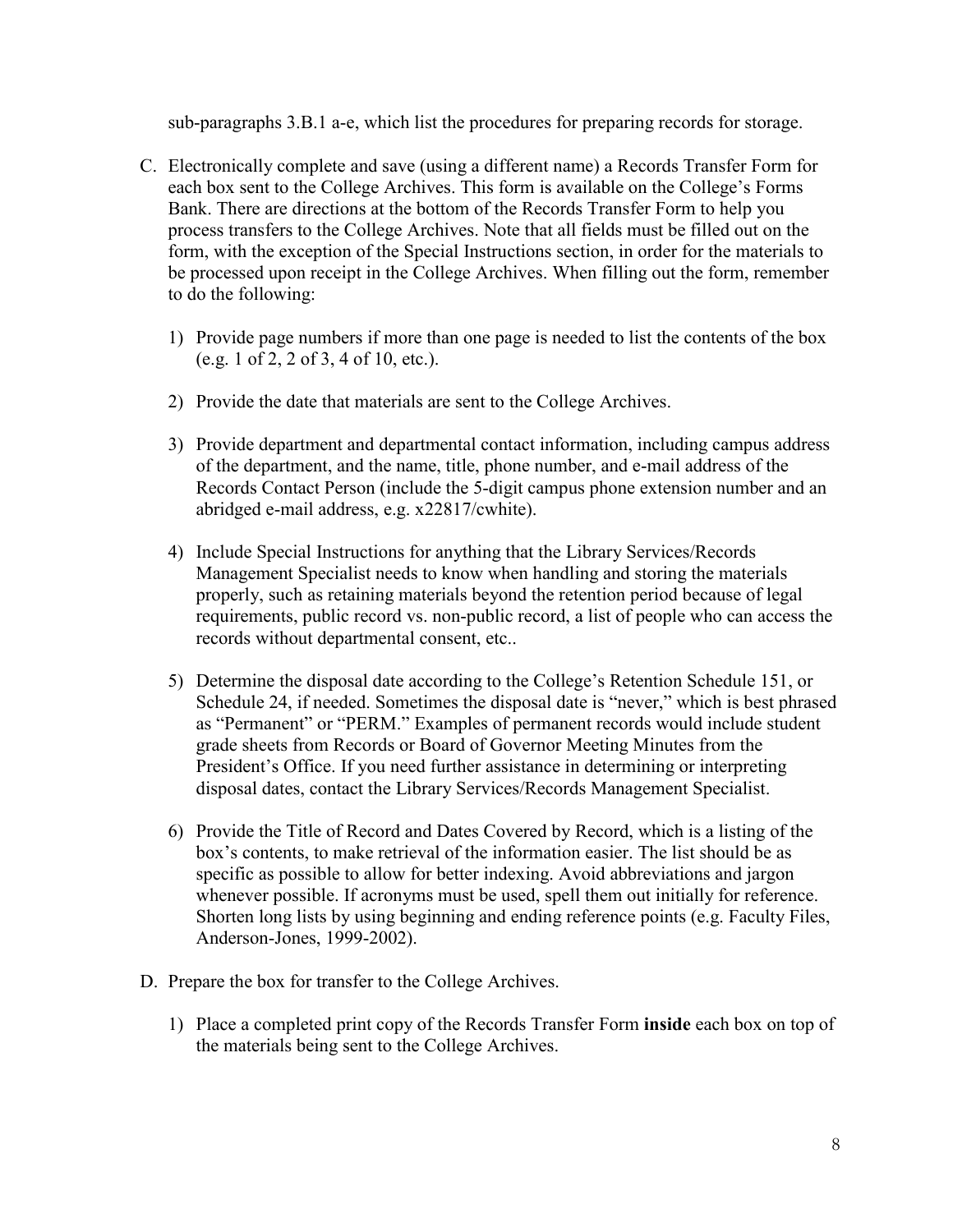sub-paragraphs 3.B.1 a-e, which list the procedures for preparing records for storage.

C. Electronically complete and save (using a different name) a Records Transfer Form for each box sent to the College Archives. This form is available on the College's Forms Bank. There are directions at the bottom of the Records Transfer Form to help you process transfers to the College Archives. Note that all fields must be filled out on the form, with the exception of the Special Instructions section, in order for the materials to be processed upon receipt in the College Archives. When filling out the form, remember to do the following:

    1) Provide page numbers if more than one page is needed to list the contents of the box (e.g. 1 of 2, 2 of 3, 4 of 10, etc.).

    2) Provide the date that materials are sent to the College Archives.

    3) Provide department and departmental contact information, including campus address of the department, and the name, title, phone number, and e-mail address of the Records Contact Person (include the 5-digit campus phone extension number and an abridged e-mail address, e.g. x22817/cwhite).

    4) Include Special Instructions for anything that the Library Services/Records Management Specialist needs to know when handling and storing the materials properly, such as retaining materials beyond the retention period because of legal requirements, public record vs. non-public record, a list of people who can access the records without departmental consent, etc..

    5) Determine the disposal date according to the College's Retention Schedule 151, or Schedule 24, if needed. Sometimes the disposal date is "never," which is best phrased as "Permanent" or "PERM." Examples of permanent records would include student grade sheets from Records or Board of Governor Meeting Minutes from the President's Office. If you need further assistance in determining or interpreting disposal dates, contact the Library Services/Records Management Specialist.

    6) Provide the Title of Record and Dates Covered by Record, which is a listing of the box's contents, to make retrieval of the information easier. The list should be as specific as possible to allow for better indexing. Avoid abbreviations and jargon whenever possible. If acronyms must be used, spell them out initially for reference. Shorten long lists by using beginning and ending reference points (e.g. Faculty Files, Anderson-Jones, 1999-2002).

D. Prepare the box for transfer to the College Archives.

    1) Place a completed print copy of the Records Transfer Form **inside** each box on top of the materials being sent to the College Archives.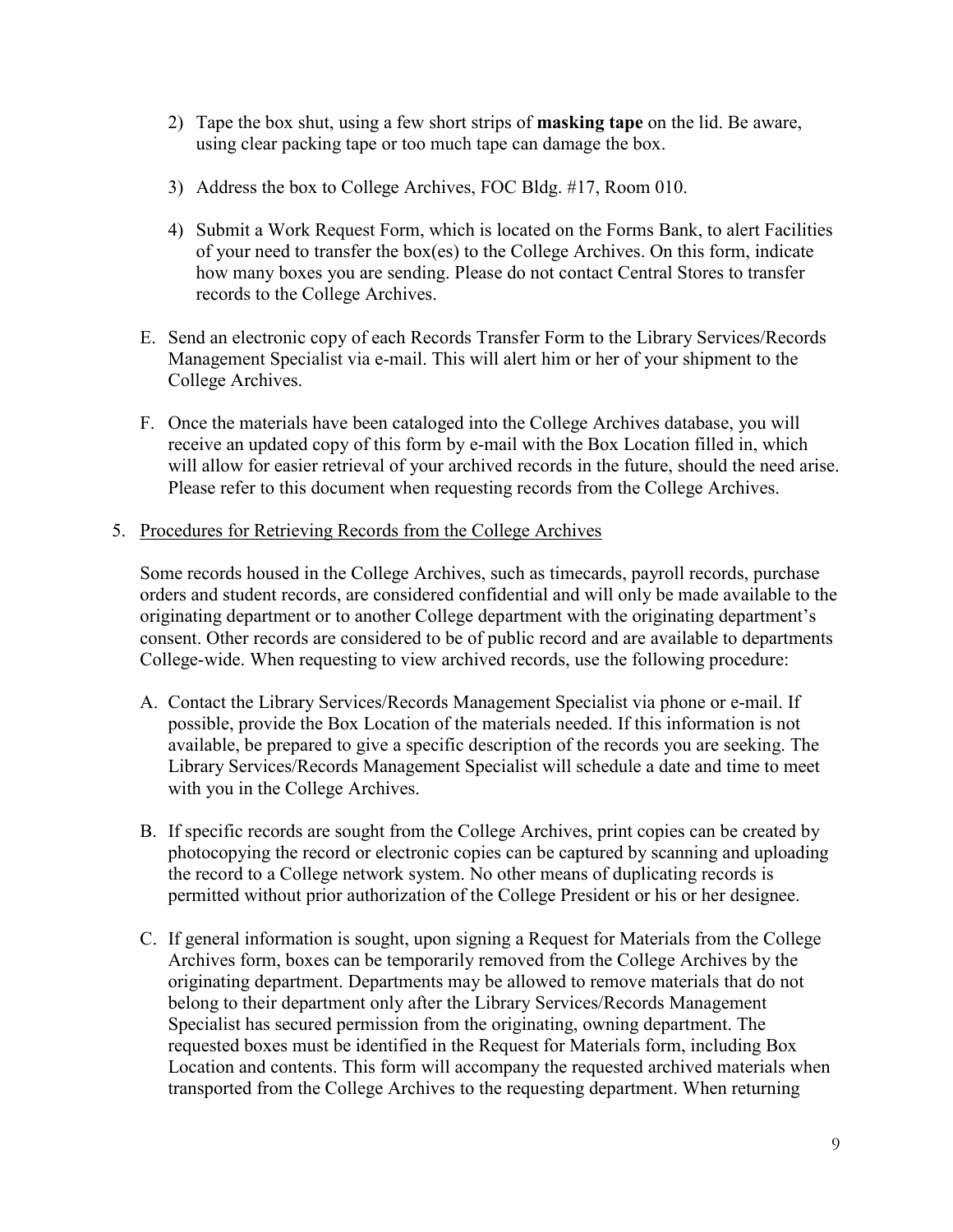2) Tape the box shut, using a few short strips of **masking tape** on the lid. Be aware, using clear packing tape or too much tape can damage the box.

3) Address the box to College Archives, FOC Bldg. #17, Room 010.

4) Submit a Work Request Form, which is located on the Forms Bank, to alert Facilities of your need to transfer the box(es) to the College Archives. On this form, indicate how many boxes you are sending. Please do not contact Central Stores to transfer records to the College Archives.

E. Send an electronic copy of each Records Transfer Form to the Library Services/Records Management Specialist via e-mail. This will alert him or her of your shipment to the College Archives.

F. Once the materials have been cataloged into the College Archives database, you will receive an updated copy of this form by e-mail with the Box Location filled in, which will allow for easier retrieval of your archived records in the future, should the need arise. Please refer to this document when requesting records from the College Archives.

5. Procedures for Retrieving Records from the College Archives

Some records housed in the College Archives, such as timecards, payroll records, purchase orders and student records, are considered confidential and will only be made available to the originating department or to another College department with the originating department's consent. Other records are considered to be of public record and are available to departments College-wide. When requesting to view archived records, use the following procedure:

A. Contact the Library Services/Records Management Specialist via phone or e-mail. If possible, provide the Box Location of the materials needed. If this information is not available, be prepared to give a specific description of the records you are seeking. The Library Services/Records Management Specialist will schedule a date and time to meet with you in the College Archives.

B. If specific records are sought from the College Archives, print copies can be created by photocopying the record or electronic copies can be captured by scanning and uploading the record to a College network system. No other means of duplicating records is permitted without prior authorization of the College President or his or her designee.

C. If general information is sought, upon signing a Request for Materials from the College Archives form, boxes can be temporarily removed from the College Archives by the originating department. Departments may be allowed to remove materials that do not belong to their department only after the Library Services/Records Management Specialist has secured permission from the originating, owning department. The requested boxes must be identified in the Request for Materials form, including Box Location and contents. This form will accompany the requested archived materials when transported from the College Archives to the requesting department. When returning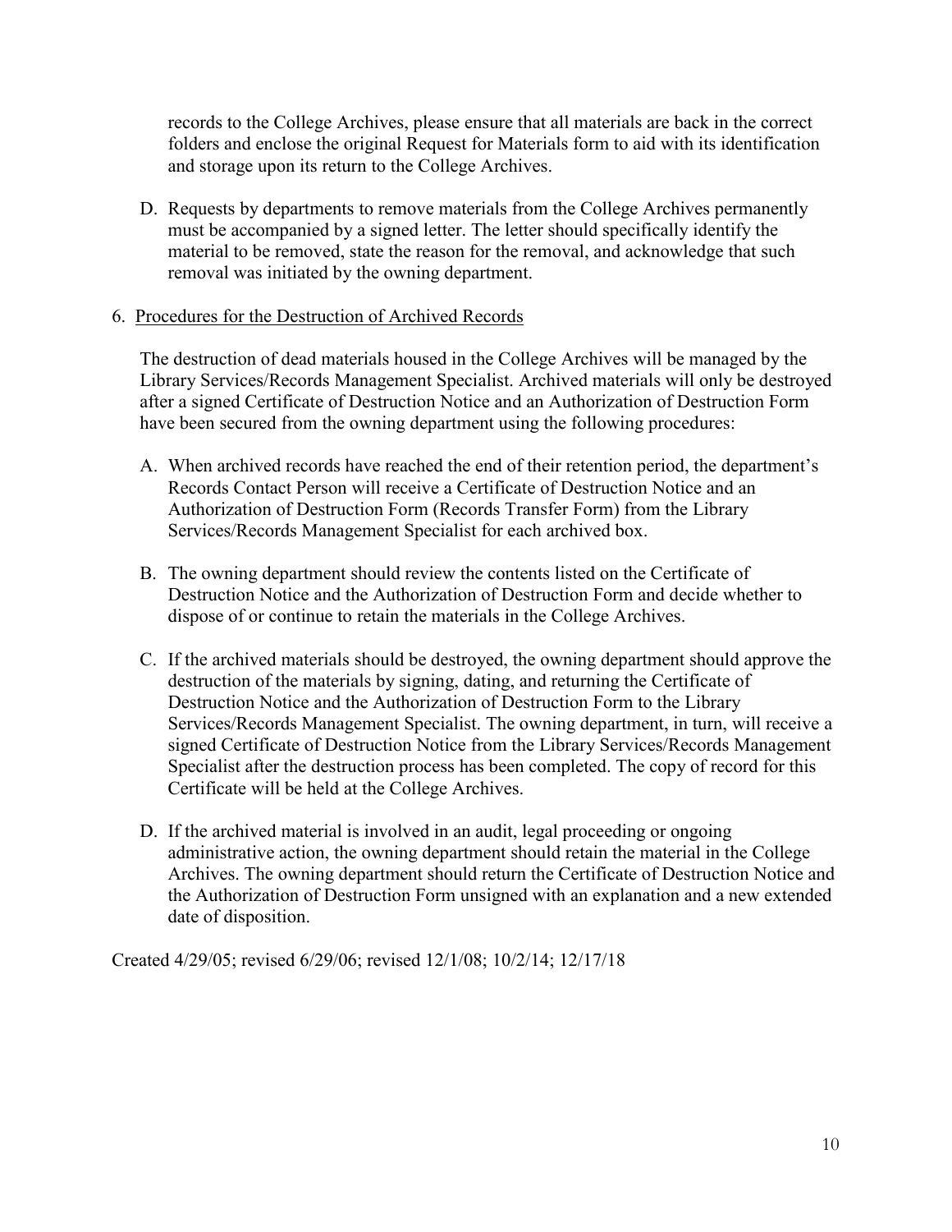records to the College Archives, please ensure that all materials are back in the correct folders and enclose the original Request for Materials form to aid with its identification and storage upon its return to the College Archives.

D. Requests by departments to remove materials from the College Archives permanently must be accompanied by a signed letter. The letter should specifically identify the material to be removed, state the reason for the removal, and acknowledge that such removal was initiated by the owning department.

6. Procedures for the Destruction of Archived Records

The destruction of dead materials housed in the College Archives will be managed by the Library Services/Records Management Specialist. Archived materials will only be destroyed after a signed Certificate of Destruction Notice and an Authorization of Destruction Form have been secured from the owning department using the following procedures:

A. When archived records have reached the end of their retention period, the department's Records Contact Person will receive a Certificate of Destruction Notice and an Authorization of Destruction Form (Records Transfer Form) from the Library Services/Records Management Specialist for each archived box.

B. The owning department should review the contents listed on the Certificate of Destruction Notice and the Authorization of Destruction Form and decide whether to dispose of or continue to retain the materials in the College Archives.

C. If the archived materials should be destroyed, the owning department should approve the destruction of the materials by signing, dating, and returning the Certificate of Destruction Notice and the Authorization of Destruction Form to the Library Services/Records Management Specialist. The owning department, in turn, will receive a signed Certificate of Destruction Notice from the Library Services/Records Management Specialist after the destruction process has been completed. The copy of record for this Certificate will be held at the College Archives.

D. If the archived material is involved in an audit, legal proceeding or ongoing administrative action, the owning department should retain the material in the College Archives. The owning department should return the Certificate of Destruction Notice and the Authorization of Destruction Form unsigned with an explanation and a new extended date of disposition.

Created 4/29/05; revised 6/29/06; revised 12/1/08; 10/2/14; 12/17/18